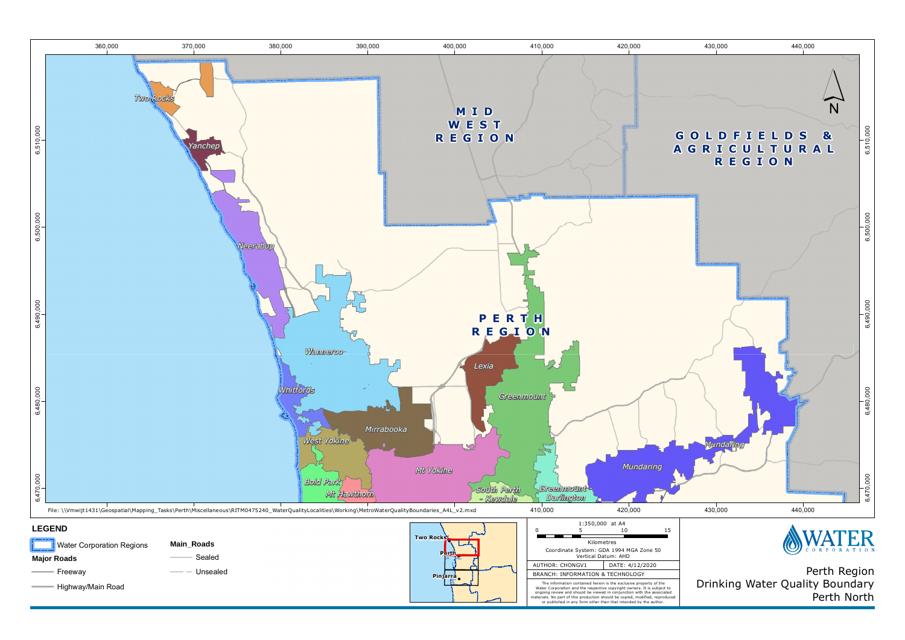# Perth Region Drinking Water Quality Boundary Perth North

MID WEST REGION

GOLDFIELDS & AGRICULTURAL REGION

PERTH REGION

Two Rocks

Yanchep

Neerabup

Wanneroo

Whitfords

Mirrabooka

West Yokine

Bold Park

Mt Hawthorn

Mt Yokine

Lexia

Greenmount

South Perth - Kewdale

Greenmount - Darlington

Mundaring

360,000 | 370,000 | 380,000 | 390,000 | 400,000 | 410,000 | 420,000 | 430,000 | 440,000

6,470,000 | 6,480,000 | 6,490,000 | 6,500,000 | 6,510,000

File: \\Vmwijt1431\Geospatial\Mapping_Tasks\Perth\Miscellaneous\RITM0475240_WaterQualityLocalities\Working\MetroWaterQualityBoundaries_A4L_v2.mxd

## LEGEND

- Water Corporation Regions

**Major Roads**

- Freeway
- Highway/Main Road

**Main_Roads**

- Sealed
- Unsealed

Two Rocks

Perth

Pinjarra

1:350,000 at A4

0 5 10 15

Kilometres

Coordinate System: GDA 1994 MGA Zone 50

Vertical Datum: AHD

AUTHOR: CHONGV1

DATE: 4/12/2020

BRANCH: INFORMATION & TECHNOLOGY

The information contained herein is the exclusive property of the Water Corporation and the respective copyright owners. It is subject to ongoing review and should be viewed in conjunction with the associated materials. No part of this production should be copied, modified, reproduced or published in any form other than that intended by the author.

WATER CORPORATION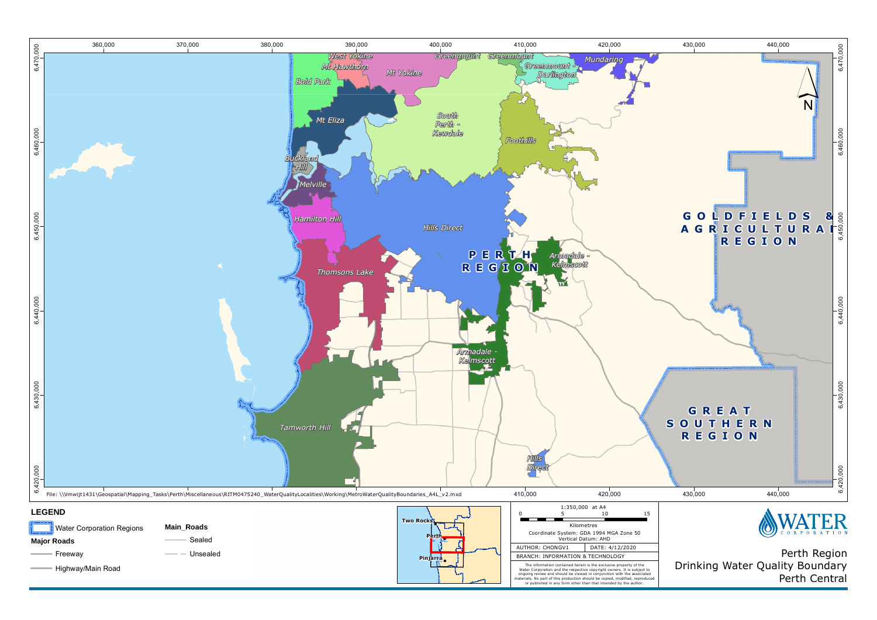# Perth Region
## Drinking Water Quality Boundary
## Perth Central

West Yokine
Mt Hawthorn
Mt Yokine
Greenmount
Greenmount
Greenmount - Darlington
Mundaring
Bold Park
Mt Eliza
South Perth - Kewdale
Foothills
Buckland Hill
Melville
Hamilton Hill
Hills Direct
PERTH REGION
Armadale - Kelmscott
Thomsons Lake
Armadale - Kelmscott
Tamworth Hill
Hills Direct

GOLDFIELDS & AGRICULTURAL REGION

GREAT SOUTHERN REGION

File: \\Vmwijt1431\Geospatial\Mapping_Tasks\Perth\Miscellaneous\RITM0475240_WaterQualityLocalities\Working\MetroWaterQualityBoundaries_A4L_v2.mxd

**LEGEND**

Water Corporation Regions

**Major Roads**

Freeway

Highway/Main Road

**Main_Roads**

Sealed

Unsealed

Two Rocks
Perth
Pinjarra

1:350,000 at A4

0 5 10 15

Kilometres

Coordinate System: GDA 1994 MGA Zone 50
Vertical Datum: AHD

| AUTHOR: CHONGV1 | DATE: 4/12/2020 |
|---|---|
| BRANCH: INFORMATION & TECHNOLOGY | |

The information contained herein is the exclusive property of the Water Corporation and the respective copyright owners. It is subject to ongoing review and should be viewed in conjunction with the associated materials. No part of this production should be copied, modified, reproduced or published in any form other than that intended by the author.

WATER CORPORATION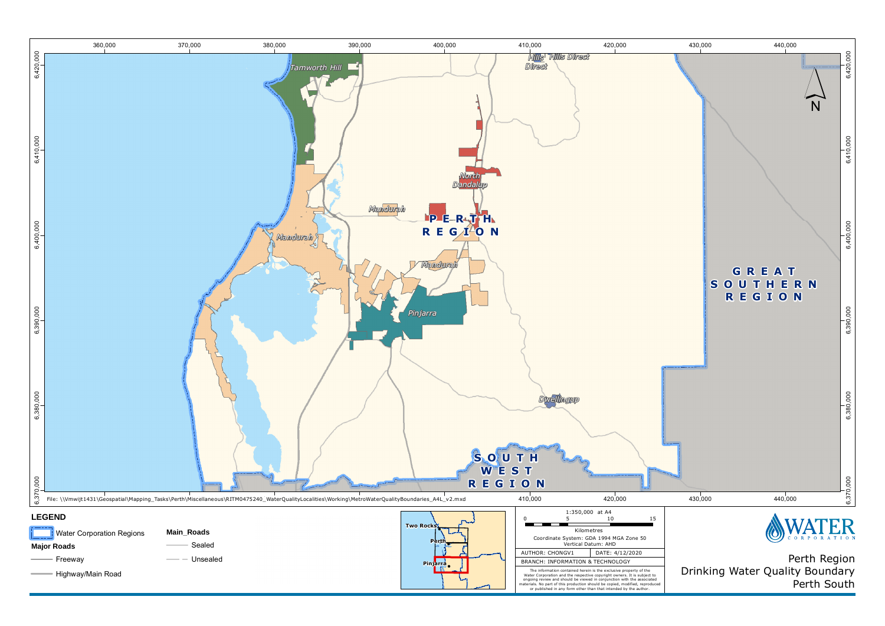360,000 370,000 380,000 390,000 400,000 410,000 420,000 430,000 440,000

6,420,000 6,410,000 6,400,000 6,390,000 6,380,000 6,370,000

Tamworth Hill

Hills Direct

Hills Direct

North Dandalup

Mandurah

Mandurah

Mandurah

PERTH REGION

Pinjarra

GREAT SOUTHERN REGION

Dwellingup

SOUTH WEST REGION

N

File: \\Vmwijt1431\Geospatial\Mapping_Tasks\Perth\Miscellaneous\RITM0475240_WaterQualityLocalities\Working\MetroWaterQualityBoundaries_A4L_v2.mxd

**LEGEND**

Water Corporation Regions

**Major Roads**

Freeway

Highway/Main Road

**Main_Roads**

Sealed

Unsealed

Two Rocks

Perth

Pinjarra

1:350,000 at A4

0 5 10 15

Kilometres

Coordinate System: GDA 1994 MGA Zone 50

Vertical Datum: AHD

| | |
|---|---|
| AUTHOR: CHONGV1 | DATE: 4/12/2020 |
| BRANCH: INFORMATION & TECHNOLOGY | |

The information contained herein is the exclusive property of the Water Corporation and the respective copyright owners. It is subject to ongoing review and should be viewed in conjunction with the associated materials. No part of this production should be copied, modified, reproduced or published in any form other than that intended by the author.

WATER CORPORATION

Perth Region

Drinking Water Quality Boundary

Perth South